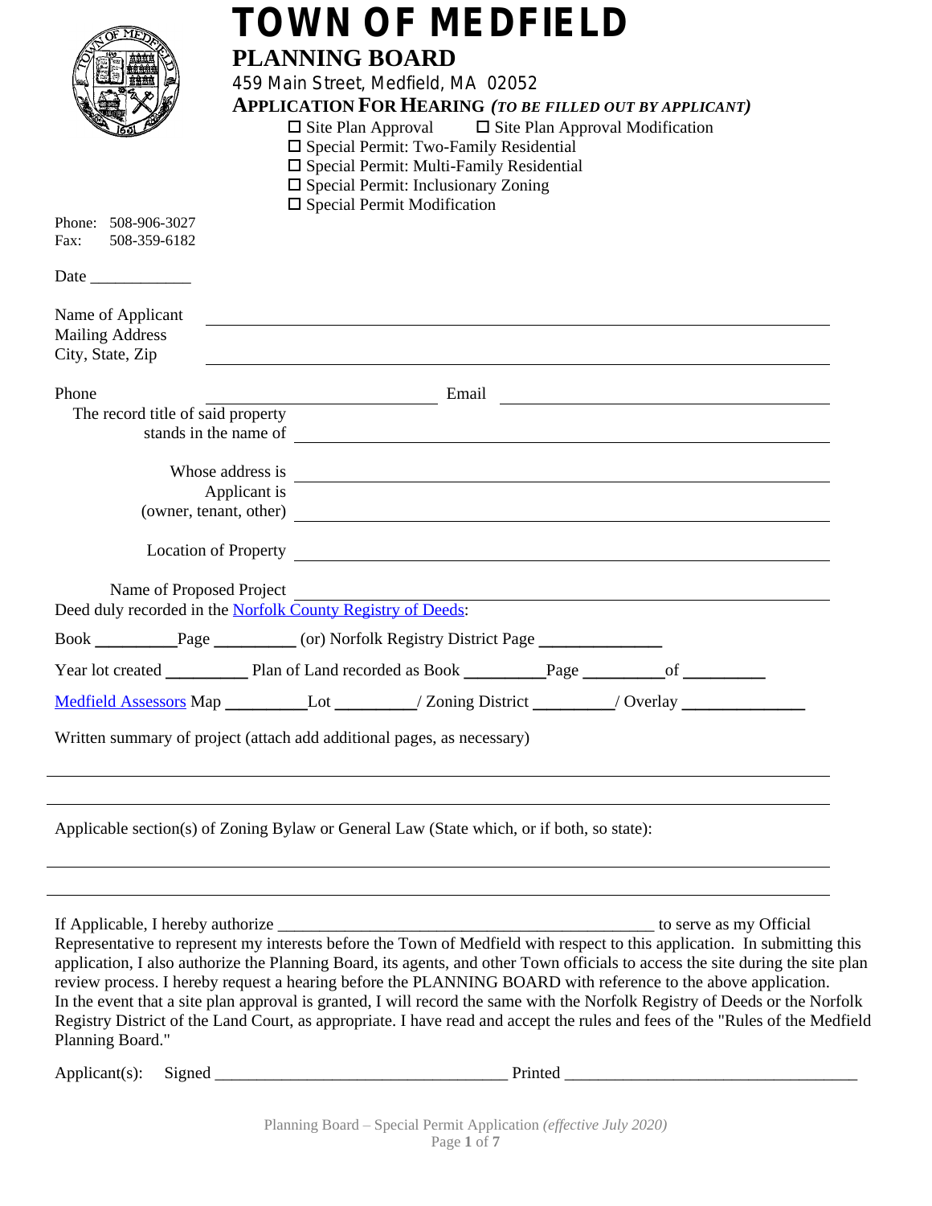# TOWN OF MEDFIELD

## PLANNING BOARD

459 Main Street, Medfield, MA 02052

**APPLICATION FOR HEARING** ***(TO BE FILLED OUT BY APPLICANT)***

- ☐ Site Plan Approval
- ☐ Site Plan Approval Modification
- ☐ Special Permit: Two-Family Residential
- ☐ Special Permit: Multi-Family Residential
- ☐ Special Permit: Inclusionary Zoning
- ☐ Special Permit Modification

Phone: 508-906-3027
Fax: 508-359-6182

Date ____________

Name of Applicant ______________________________________________

Mailing Address
City, State, Zip ______________________________________________

Phone ______________________ Email ______________________

The record title of said property stands in the name of ______________________________________________

Whose address is ______________________________________________

Applicant is (owner, tenant, other) ______________________________________________

Location of Property ______________________________________________

Name of Proposed Project ______________________________________________

Deed duly recorded in the Norfolk County Registry of Deeds:

Book _________Page _________ (or) Norfolk Registry District Page ______________

Year lot created _________ Plan of Land recorded as Book _________Page _________of _________

Medfield Assessors Map _________Lot _________/ Zoning District _________/ Overlay ______________

Written summary of project (attach add additional pages, as necessary)

______________________________________________

______________________________________________

Applicable section(s) of Zoning Bylaw or General Law (State which, or if both, so state):

______________________________________________

______________________________________________

If Applicable, I hereby authorize ____________________________________________ to serve as my Official Representative to represent my interests before the Town of Medfield with respect to this application. In submitting this application, I also authorize the Planning Board, its agents, and other Town officials to access the site during the site plan review process. I hereby request a hearing before the PLANNING BOARD with reference to the above application. In the event that a site plan approval is granted, I will record the same with the Norfolk Registry of Deeds or the Norfolk Registry District of the Land Court, as appropriate. I have read and accept the rules and fees of the "Rules of the Medfield Planning Board."

Applicant(s): Signed _________________________________ Printed _________________________________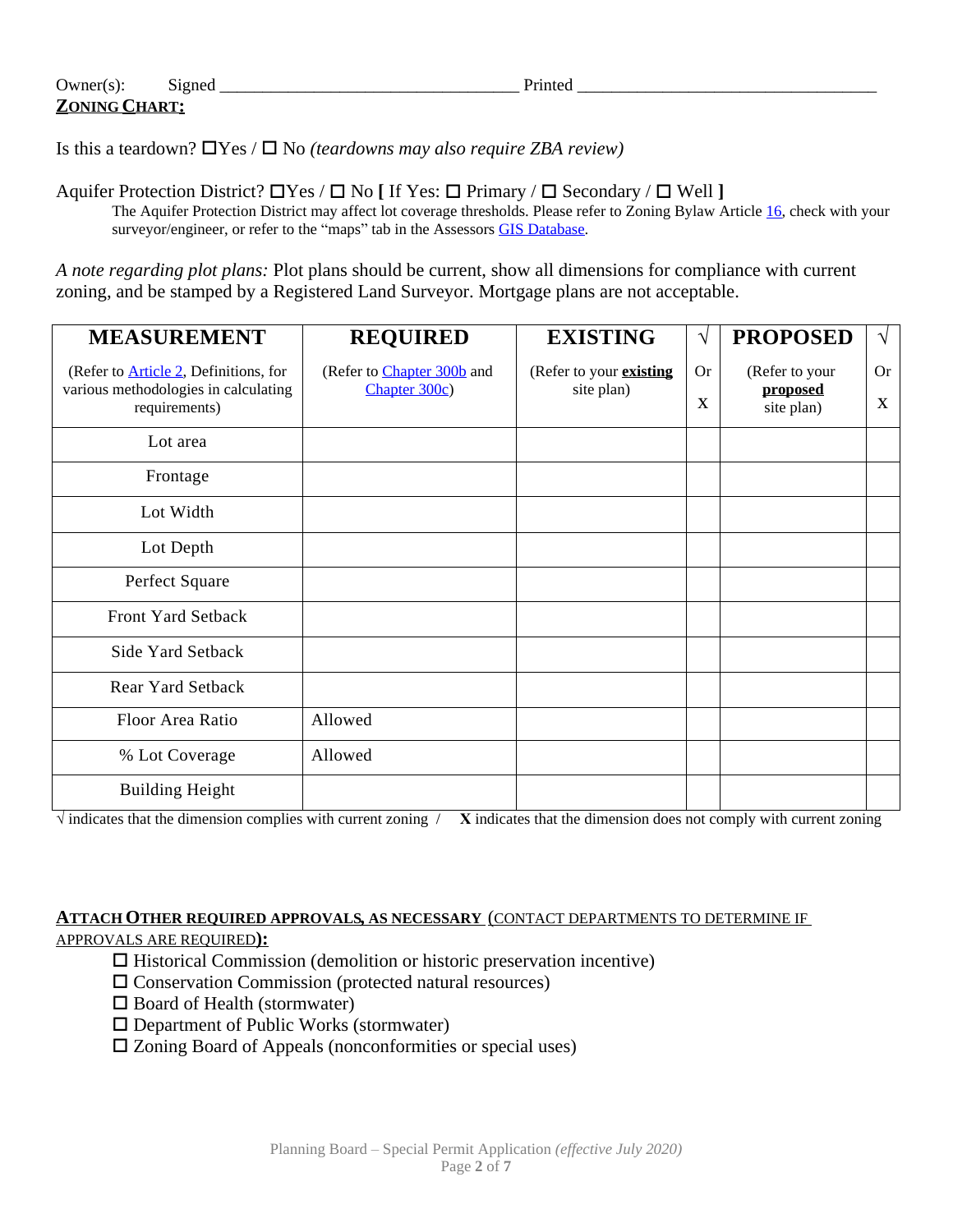Owner(s): Signed ___________________________________ Printed ___________________________________

**ZONING CHART:**

Is this a teardown? ☐Yes / ☐ No *(teardowns may also require ZBA review)*

Aquifer Protection District? ☐Yes / ☐ No **[** If Yes: ☐ Primary / ☐ Secondary / ☐ Well **]**

The Aquifer Protection District may affect lot coverage thresholds. Please refer to Zoning Bylaw Article 16, check with your surveyor/engineer, or refer to the "maps" tab in the Assessors GIS Database.

*A note regarding plot plans:* Plot plans should be current, show all dimensions for compliance with current zoning, and be stamped by a Registered Land Surveyor. Mortgage plans are not acceptable.

| **MEASUREMENT** (Refer to Article 2, Definitions, for various methodologies in calculating requirements) | **REQUIRED** (Refer to Chapter 300b and Chapter 300c) | **EXISTING** (Refer to your **existing** site plan) | √ Or X | **PROPOSED** (Refer to your **proposed** site plan) | √ Or X |
|---|---|---|---|---|---|
| Lot area | | | | | |
| Frontage | | | | | |
| Lot Width | | | | | |
| Lot Depth | | | | | |
| Perfect Square | | | | | |
| Front Yard Setback | | | | | |
| Side Yard Setback | | | | | |
| Rear Yard Setback | | | | | |
| Floor Area Ratio | Allowed | | | | |
| % Lot Coverage | Allowed | | | | |
| Building Height | | | | | |

√ indicates that the dimension complies with current zoning / **X** indicates that the dimension does not comply with current zoning

**ATTACH OTHER REQUIRED APPROVALS, AS NECESSARY** (CONTACT DEPARTMENTS TO DETERMINE IF APPROVALS ARE REQUIRED**):**

- ☐ Historical Commission (demolition or historic preservation incentive)
- ☐ Conservation Commission (protected natural resources)
- ☐ Board of Health (stormwater)
- ☐ Department of Public Works (stormwater)
- ☐ Zoning Board of Appeals (nonconformities or special uses)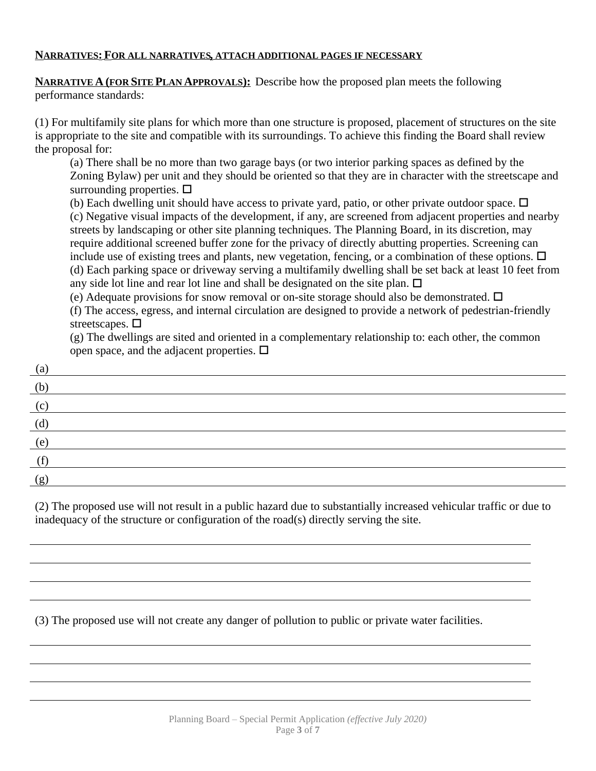**NARRATIVES: FOR ALL NARRATIVES, ATTACH ADDITIONAL PAGES IF NECESSARY**

**NARRATIVE A (FOR SITE PLAN APPROVALS):** Describe how the proposed plan meets the following performance standards:

(1) For multifamily site plans for which more than one structure is proposed, placement of structures on the site is appropriate to the site and compatible with its surroundings. To achieve this finding the Board shall review the proposal for:

(a) There shall be no more than two garage bays (or two interior parking spaces as defined by the Zoning Bylaw) per unit and they should be oriented so that they are in character with the streetscape and surrounding properties. ☐

(b) Each dwelling unit should have access to private yard, patio, or other private outdoor space. ☐

(c) Negative visual impacts of the development, if any, are screened from adjacent properties and nearby streets by landscaping or other site planning techniques. The Planning Board, in its discretion, may require additional screened buffer zone for the privacy of directly abutting properties. Screening can include use of existing trees and plants, new vegetation, fencing, or a combination of these options. ☐

(d) Each parking space or driveway serving a multifamily dwelling shall be set back at least 10 feet from any side lot line and rear lot line and shall be designated on the site plan. ☐

(e) Adequate provisions for snow removal or on-site storage should also be demonstrated. ☐

(f) The access, egress, and internal circulation are designed to provide a network of pedestrian-friendly streetscapes. ☐

(g) The dwellings are sited and oriented in a complementary relationship to: each other, the common open space, and the adjacent properties. ☐

(a) \_\_\_\_\_\_\_\_\_\_\_\_\_\_\_\_\_\_\_\_\_\_\_\_\_\_\_\_\_\_\_\_\_\_\_\_\_\_\_\_\_\_\_\_

(b) \_\_\_\_\_\_\_\_\_\_\_\_\_\_\_\_\_\_\_\_\_\_\_\_\_\_\_\_\_\_\_\_\_\_\_\_\_\_\_\_\_\_\_\_

(c) \_\_\_\_\_\_\_\_\_\_\_\_\_\_\_\_\_\_\_\_\_\_\_\_\_\_\_\_\_\_\_\_\_\_\_\_\_\_\_\_\_\_\_\_

(d) \_\_\_\_\_\_\_\_\_\_\_\_\_\_\_\_\_\_\_\_\_\_\_\_\_\_\_\_\_\_\_\_\_\_\_\_\_\_\_\_\_\_\_\_

(e) \_\_\_\_\_\_\_\_\_\_\_\_\_\_\_\_\_\_\_\_\_\_\_\_\_\_\_\_\_\_\_\_\_\_\_\_\_\_\_\_\_\_\_\_

(f) \_\_\_\_\_\_\_\_\_\_\_\_\_\_\_\_\_\_\_\_\_\_\_\_\_\_\_\_\_\_\_\_\_\_\_\_\_\_\_\_\_\_\_\_

(g) \_\_\_\_\_\_\_\_\_\_\_\_\_\_\_\_\_\_\_\_\_\_\_\_\_\_\_\_\_\_\_\_\_\_\_\_\_\_\_\_\_\_\_\_

(2) The proposed use will not result in a public hazard due to substantially increased vehicular traffic or due to inadequacy of the structure or configuration of the road(s) directly serving the site.

\_\_\_\_\_\_\_\_\_\_\_\_\_\_\_\_\_\_\_\_\_\_\_\_\_\_\_\_\_\_\_\_\_\_\_\_\_\_\_\_\_\_\_\_\_\_\_\_

\_\_\_\_\_\_\_\_\_\_\_\_\_\_\_\_\_\_\_\_\_\_\_\_\_\_\_\_\_\_\_\_\_\_\_\_\_\_\_\_\_\_\_\_\_\_\_\_

\_\_\_\_\_\_\_\_\_\_\_\_\_\_\_\_\_\_\_\_\_\_\_\_\_\_\_\_\_\_\_\_\_\_\_\_\_\_\_\_\_\_\_\_\_\_\_\_

\_\_\_\_\_\_\_\_\_\_\_\_\_\_\_\_\_\_\_\_\_\_\_\_\_\_\_\_\_\_\_\_\_\_\_\_\_\_\_\_\_\_\_\_\_\_\_\_

(3) The proposed use will not create any danger of pollution to public or private water facilities.

\_\_\_\_\_\_\_\_\_\_\_\_\_\_\_\_\_\_\_\_\_\_\_\_\_\_\_\_\_\_\_\_\_\_\_\_\_\_\_\_\_\_\_\_\_\_\_\_

\_\_\_\_\_\_\_\_\_\_\_\_\_\_\_\_\_\_\_\_\_\_\_\_\_\_\_\_\_\_\_\_\_\_\_\_\_\_\_\_\_\_\_\_\_\_\_\_

\_\_\_\_\_\_\_\_\_\_\_\_\_\_\_\_\_\_\_\_\_\_\_\_\_\_\_\_\_\_\_\_\_\_\_\_\_\_\_\_\_\_\_\_\_\_\_\_

\_\_\_\_\_\_\_\_\_\_\_\_\_\_\_\_\_\_\_\_\_\_\_\_\_\_\_\_\_\_\_\_\_\_\_\_\_\_\_\_\_\_\_\_\_\_\_\_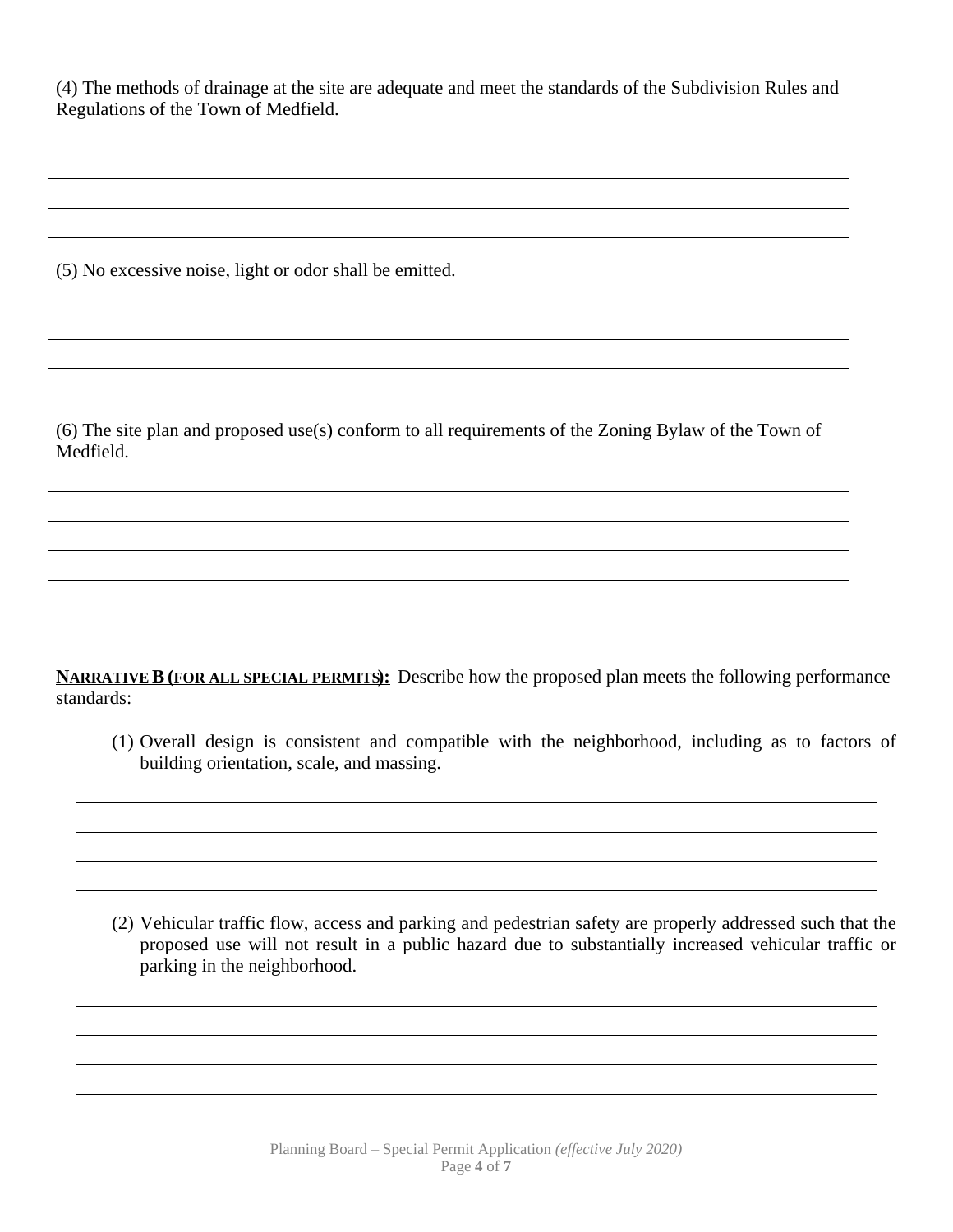(4) The methods of drainage at the site are adequate and meet the standards of the Subdivision Rules and Regulations of the Town of Medfield.

(5) No excessive noise, light or odor shall be emitted.

(6) The site plan and proposed use(s) conform to all requirements of the Zoning Bylaw of the Town of Medfield.

**NARRATIVE B (FOR ALL SPECIAL PERMITS):** Describe how the proposed plan meets the following performance standards:

(1) Overall design is consistent and compatible with the neighborhood, including as to factors of building orientation, scale, and massing.

(2) Vehicular traffic flow, access and parking and pedestrian safety are properly addressed such that the proposed use will not result in a public hazard due to substantially increased vehicular traffic or parking in the neighborhood.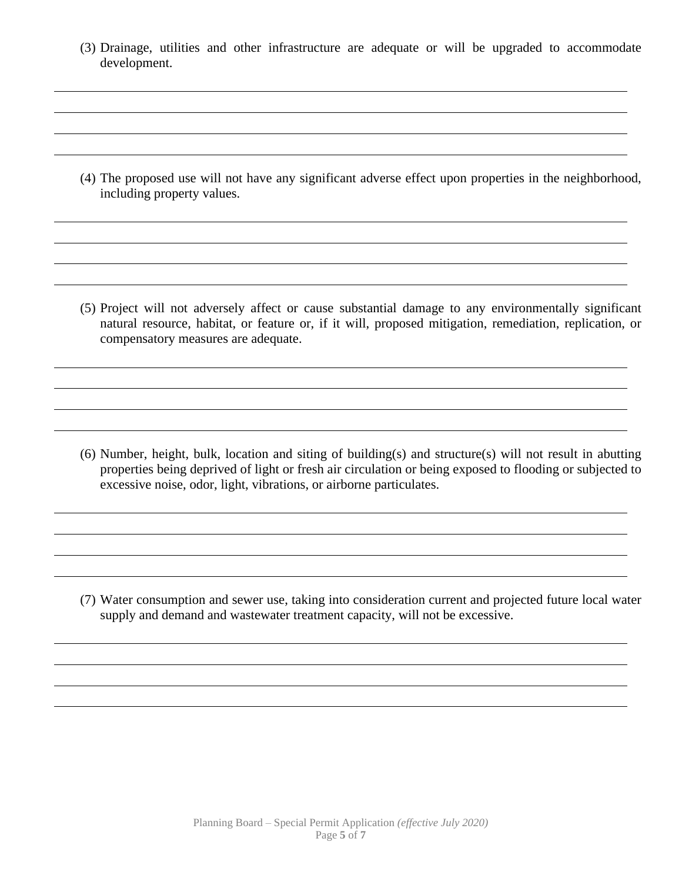(3) Drainage, utilities and other infrastructure are adequate or will be upgraded to accommodate development.

\_\_\_\_\_\_\_\_\_\_\_\_\_\_\_\_\_\_\_\_\_\_\_\_\_\_\_\_\_\_\_\_\_\_\_\_\_\_\_\_\_\_\_\_\_\_\_\_\_\_\_\_\_\_\_\_\_\_\_\_\_\_\_\_\_\_\_\_\_\_\_\_\_\_\_\_\_\_

\_\_\_\_\_\_\_\_\_\_\_\_\_\_\_\_\_\_\_\_\_\_\_\_\_\_\_\_\_\_\_\_\_\_\_\_\_\_\_\_\_\_\_\_\_\_\_\_\_\_\_\_\_\_\_\_\_\_\_\_\_\_\_\_\_\_\_\_\_\_\_\_\_\_\_\_\_\_

\_\_\_\_\_\_\_\_\_\_\_\_\_\_\_\_\_\_\_\_\_\_\_\_\_\_\_\_\_\_\_\_\_\_\_\_\_\_\_\_\_\_\_\_\_\_\_\_\_\_\_\_\_\_\_\_\_\_\_\_\_\_\_\_\_\_\_\_\_\_\_\_\_\_\_\_\_\_

\_\_\_\_\_\_\_\_\_\_\_\_\_\_\_\_\_\_\_\_\_\_\_\_\_\_\_\_\_\_\_\_\_\_\_\_\_\_\_\_\_\_\_\_\_\_\_\_\_\_\_\_\_\_\_\_\_\_\_\_\_\_\_\_\_\_\_\_\_\_\_\_\_\_\_\_\_\_

(4) The proposed use will not have any significant adverse effect upon properties in the neighborhood, including property values.

\_\_\_\_\_\_\_\_\_\_\_\_\_\_\_\_\_\_\_\_\_\_\_\_\_\_\_\_\_\_\_\_\_\_\_\_\_\_\_\_\_\_\_\_\_\_\_\_\_\_\_\_\_\_\_\_\_\_\_\_\_\_\_\_\_\_\_\_\_\_\_\_\_\_\_\_\_\_

\_\_\_\_\_\_\_\_\_\_\_\_\_\_\_\_\_\_\_\_\_\_\_\_\_\_\_\_\_\_\_\_\_\_\_\_\_\_\_\_\_\_\_\_\_\_\_\_\_\_\_\_\_\_\_\_\_\_\_\_\_\_\_\_\_\_\_\_\_\_\_\_\_\_\_\_\_\_

\_\_\_\_\_\_\_\_\_\_\_\_\_\_\_\_\_\_\_\_\_\_\_\_\_\_\_\_\_\_\_\_\_\_\_\_\_\_\_\_\_\_\_\_\_\_\_\_\_\_\_\_\_\_\_\_\_\_\_\_\_\_\_\_\_\_\_\_\_\_\_\_\_\_\_\_\_\_

\_\_\_\_\_\_\_\_\_\_\_\_\_\_\_\_\_\_\_\_\_\_\_\_\_\_\_\_\_\_\_\_\_\_\_\_\_\_\_\_\_\_\_\_\_\_\_\_\_\_\_\_\_\_\_\_\_\_\_\_\_\_\_\_\_\_\_\_\_\_\_\_\_\_\_\_\_\_

(5) Project will not adversely affect or cause substantial damage to any environmentally significant natural resource, habitat, or feature or, if it will, proposed mitigation, remediation, replication, or compensatory measures are adequate.

\_\_\_\_\_\_\_\_\_\_\_\_\_\_\_\_\_\_\_\_\_\_\_\_\_\_\_\_\_\_\_\_\_\_\_\_\_\_\_\_\_\_\_\_\_\_\_\_\_\_\_\_\_\_\_\_\_\_\_\_\_\_\_\_\_\_\_\_\_\_\_\_\_\_\_\_\_\_

\_\_\_\_\_\_\_\_\_\_\_\_\_\_\_\_\_\_\_\_\_\_\_\_\_\_\_\_\_\_\_\_\_\_\_\_\_\_\_\_\_\_\_\_\_\_\_\_\_\_\_\_\_\_\_\_\_\_\_\_\_\_\_\_\_\_\_\_\_\_\_\_\_\_\_\_\_\_

\_\_\_\_\_\_\_\_\_\_\_\_\_\_\_\_\_\_\_\_\_\_\_\_\_\_\_\_\_\_\_\_\_\_\_\_\_\_\_\_\_\_\_\_\_\_\_\_\_\_\_\_\_\_\_\_\_\_\_\_\_\_\_\_\_\_\_\_\_\_\_\_\_\_\_\_\_\_

\_\_\_\_\_\_\_\_\_\_\_\_\_\_\_\_\_\_\_\_\_\_\_\_\_\_\_\_\_\_\_\_\_\_\_\_\_\_\_\_\_\_\_\_\_\_\_\_\_\_\_\_\_\_\_\_\_\_\_\_\_\_\_\_\_\_\_\_\_\_\_\_\_\_\_\_\_\_

(6) Number, height, bulk, location and siting of building(s) and structure(s) will not result in abutting properties being deprived of light or fresh air circulation or being exposed to flooding or subjected to excessive noise, odor, light, vibrations, or airborne particulates.

\_\_\_\_\_\_\_\_\_\_\_\_\_\_\_\_\_\_\_\_\_\_\_\_\_\_\_\_\_\_\_\_\_\_\_\_\_\_\_\_\_\_\_\_\_\_\_\_\_\_\_\_\_\_\_\_\_\_\_\_\_\_\_\_\_\_\_\_\_\_\_\_\_\_\_\_\_\_

\_\_\_\_\_\_\_\_\_\_\_\_\_\_\_\_\_\_\_\_\_\_\_\_\_\_\_\_\_\_\_\_\_\_\_\_\_\_\_\_\_\_\_\_\_\_\_\_\_\_\_\_\_\_\_\_\_\_\_\_\_\_\_\_\_\_\_\_\_\_\_\_\_\_\_\_\_\_

\_\_\_\_\_\_\_\_\_\_\_\_\_\_\_\_\_\_\_\_\_\_\_\_\_\_\_\_\_\_\_\_\_\_\_\_\_\_\_\_\_\_\_\_\_\_\_\_\_\_\_\_\_\_\_\_\_\_\_\_\_\_\_\_\_\_\_\_\_\_\_\_\_\_\_\_\_\_

\_\_\_\_\_\_\_\_\_\_\_\_\_\_\_\_\_\_\_\_\_\_\_\_\_\_\_\_\_\_\_\_\_\_\_\_\_\_\_\_\_\_\_\_\_\_\_\_\_\_\_\_\_\_\_\_\_\_\_\_\_\_\_\_\_\_\_\_\_\_\_\_\_\_\_\_\_\_

(7) Water consumption and sewer use, taking into consideration current and projected future local water supply and demand and wastewater treatment capacity, will not be excessive.

\_\_\_\_\_\_\_\_\_\_\_\_\_\_\_\_\_\_\_\_\_\_\_\_\_\_\_\_\_\_\_\_\_\_\_\_\_\_\_\_\_\_\_\_\_\_\_\_\_\_\_\_\_\_\_\_\_\_\_\_\_\_\_\_\_\_\_\_\_\_\_\_\_\_\_\_\_\_

\_\_\_\_\_\_\_\_\_\_\_\_\_\_\_\_\_\_\_\_\_\_\_\_\_\_\_\_\_\_\_\_\_\_\_\_\_\_\_\_\_\_\_\_\_\_\_\_\_\_\_\_\_\_\_\_\_\_\_\_\_\_\_\_\_\_\_\_\_\_\_\_\_\_\_\_\_\_

\_\_\_\_\_\_\_\_\_\_\_\_\_\_\_\_\_\_\_\_\_\_\_\_\_\_\_\_\_\_\_\_\_\_\_\_\_\_\_\_\_\_\_\_\_\_\_\_\_\_\_\_\_\_\_\_\_\_\_\_\_\_\_\_\_\_\_\_\_\_\_\_\_\_\_\_\_\_

\_\_\_\_\_\_\_\_\_\_\_\_\_\_\_\_\_\_\_\_\_\_\_\_\_\_\_\_\_\_\_\_\_\_\_\_\_\_\_\_\_\_\_\_\_\_\_\_\_\_\_\_\_\_\_\_\_\_\_\_\_\_\_\_\_\_\_\_\_\_\_\_\_\_\_\_\_\_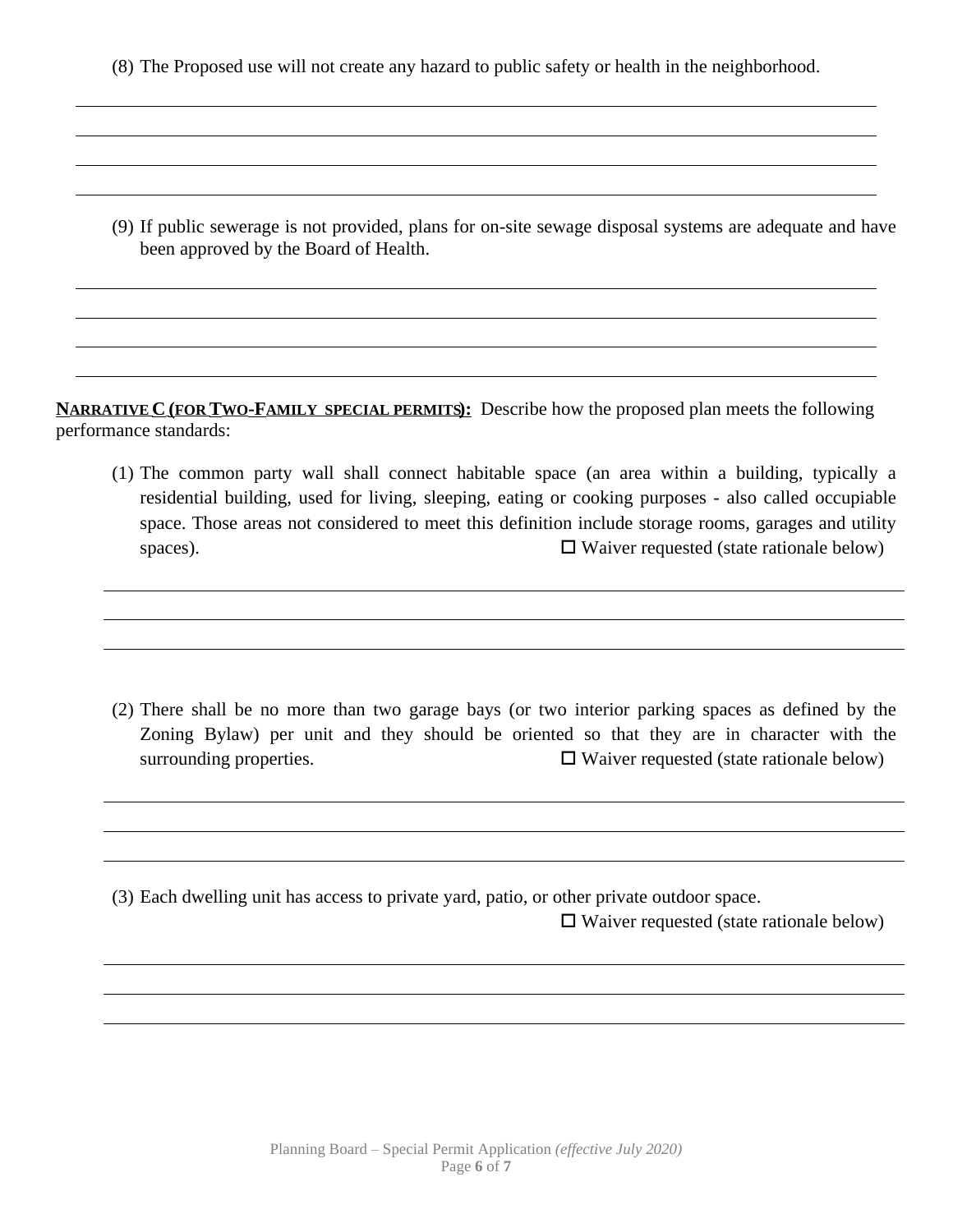(8) The Proposed use will not create any hazard to public safety or health in the neighborhood.

(9) If public sewerage is not provided, plans for on-site sewage disposal systems are adequate and have been approved by the Board of Health.

**NARRATIVE C (FOR TWO-FAMILY SPECIAL PERMITS):** Describe how the proposed plan meets the following performance standards:

(1) The common party wall shall connect habitable space (an area within a building, typically a residential building, used for living, sleeping, eating or cooking purposes - also called occupiable space. Those areas not considered to meet this definition include storage rooms, garages and utility spaces). ☐ Waiver requested (state rationale below)

(2) There shall be no more than two garage bays (or two interior parking spaces as defined by the Zoning Bylaw) per unit and they should be oriented so that they are in character with the surrounding properties. ☐ Waiver requested (state rationale below)

(3) Each dwelling unit has access to private yard, patio, or other private outdoor space. ☐ Waiver requested (state rationale below)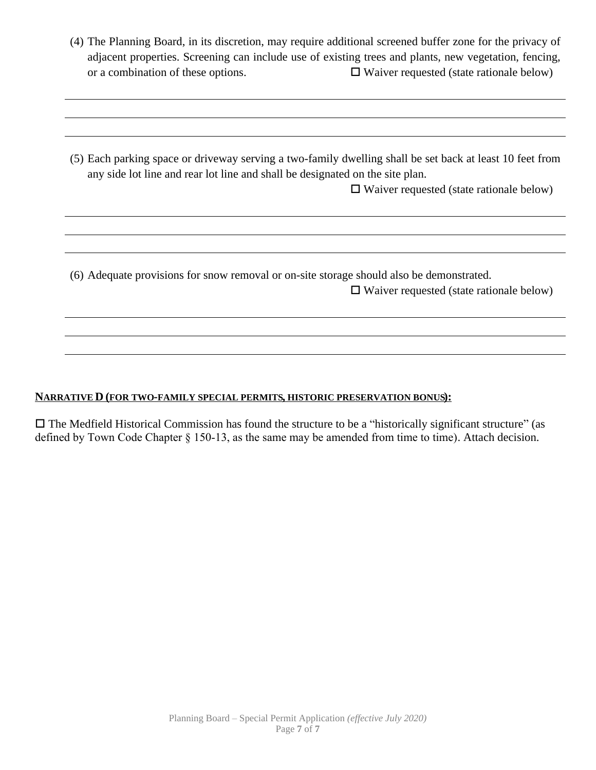(4) The Planning Board, in its discretion, may require additional screened buffer zone for the privacy of adjacent properties. Screening can include use of existing trees and plants, new vegetation, fencing, or a combination of these options. ☐ Waiver requested (state rationale below)

---

---

---

(5) Each parking space or driveway serving a two-family dwelling shall be set back at least 10 feet from any side lot line and rear lot line and shall be designated on the site plan.

☐ Waiver requested (state rationale below)

---

---

---

(6) Adequate provisions for snow removal or on-site storage should also be demonstrated.

☐ Waiver requested (state rationale below)

---

---

---

**NARRATIVE D (FOR TWO-FAMILY SPECIAL PERMITS, HISTORIC PRESERVATION BONUS):**

☐ The Medfield Historical Commission has found the structure to be a "historically significant structure" (as defined by Town Code Chapter § 150-13, as the same may be amended from time to time). Attach decision.